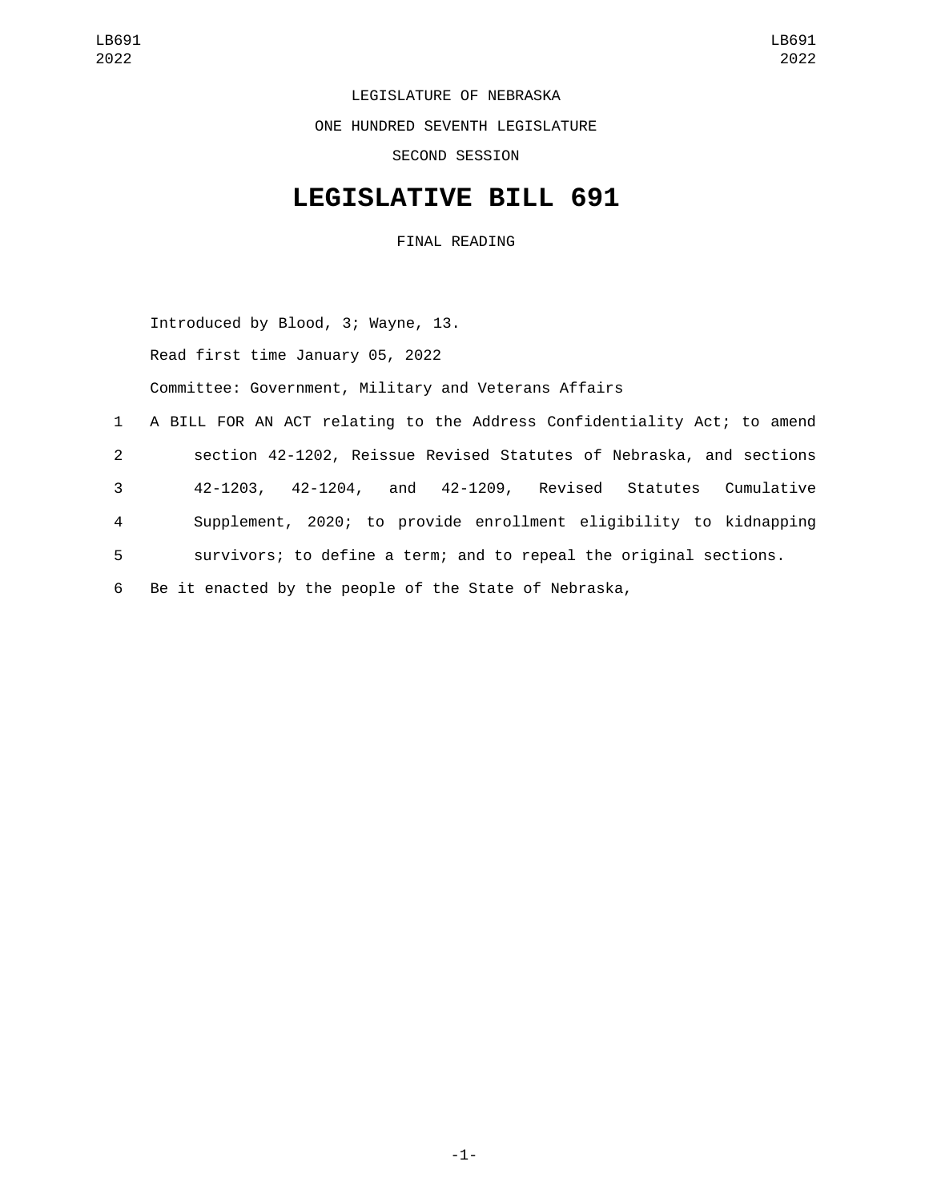LEGISLATURE OF NEBRASKA

ONE HUNDRED SEVENTH LEGISLATURE

SECOND SESSION

# LEGISLATIVE BILL 691

FINAL READING

Introduced by Blood, 3; Wayne, 13.

Read first time January 05, 2022

Committee: Government, Military and Veterans Affairs

1 A BILL FOR AN ACT relating to the Address Confidentiality Act; to amend
2 section 42-1202, Reissue Revised Statutes of Nebraska, and sections
3 42-1203, 42-1204, and 42-1209, Revised Statutes Cumulative
4 Supplement, 2020; to provide enrollment eligibility to kidnapping
5 survivors; to define a term; and to repeal the original sections.
6 Be it enacted by the people of the State of Nebraska,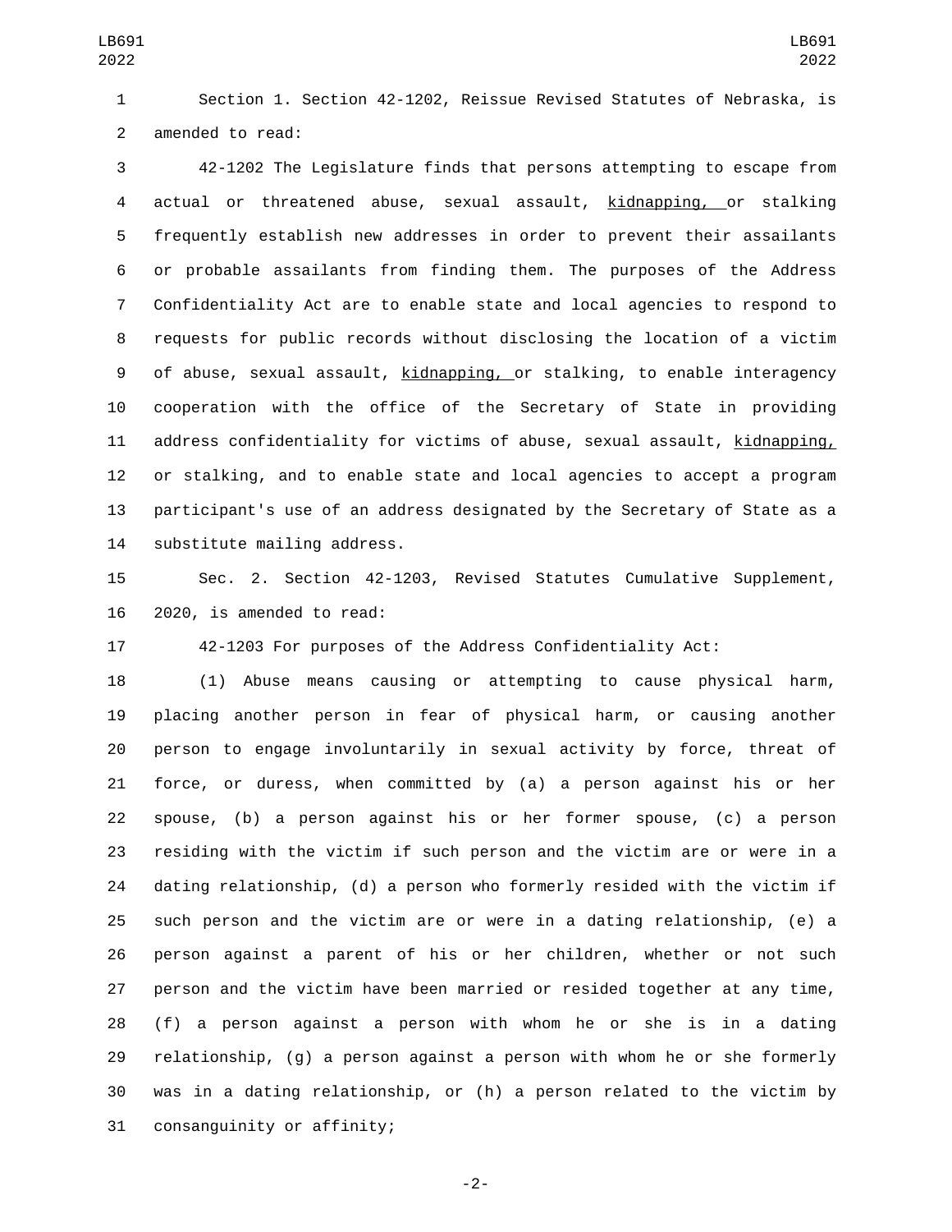Section 1. Section 42-1202, Reissue Revised Statutes of Nebraska, is amended to read:

42-1202 The Legislature finds that persons attempting to escape from actual or threatened abuse, sexual assault, kidnapping, or stalking frequently establish new addresses in order to prevent their assailants or probable assailants from finding them. The purposes of the Address Confidentiality Act are to enable state and local agencies to respond to requests for public records without disclosing the location of a victim of abuse, sexual assault, kidnapping, or stalking, to enable interagency cooperation with the office of the Secretary of State in providing address confidentiality for victims of abuse, sexual assault, kidnapping, or stalking, and to enable state and local agencies to accept a program participant's use of an address designated by the Secretary of State as a substitute mailing address.

Sec. 2. Section 42-1203, Revised Statutes Cumulative Supplement, 2020, is amended to read:

42-1203 For purposes of the Address Confidentiality Act:

(1) Abuse means causing or attempting to cause physical harm, placing another person in fear of physical harm, or causing another person to engage involuntarily in sexual activity by force, threat of force, or duress, when committed by (a) a person against his or her spouse, (b) a person against his or her former spouse, (c) a person residing with the victim if such person and the victim are or were in a dating relationship, (d) a person who formerly resided with the victim if such person and the victim are or were in a dating relationship, (e) a person against a parent of his or her children, whether or not such person and the victim have been married or resided together at any time, (f) a person against a person with whom he or she is in a dating relationship, (g) a person against a person with whom he or she formerly was in a dating relationship, or (h) a person related to the victim by consanguinity or affinity;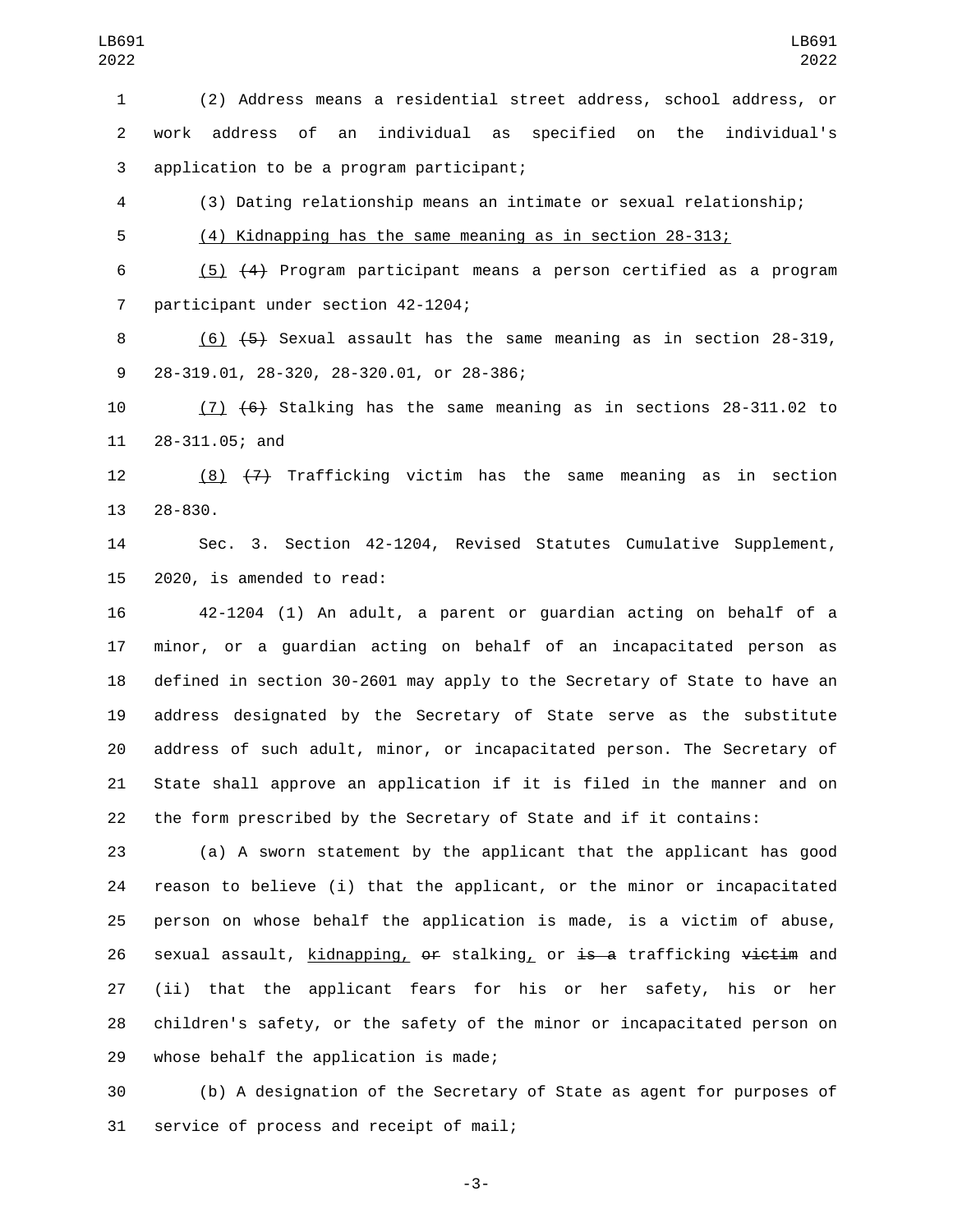(2) Address means a residential street address, school address, or work address of an individual as specified on the individual's application to be a program participant;

(3) Dating relationship means an intimate or sexual relationship;

<u>(4) Kidnapping has the same meaning as in section 28-313;</u>

<u>(5)</u> ~~(4)~~ Program participant means a person certified as a program participant under section 42-1204;

<u>(6)</u> ~~(5)~~ Sexual assault has the same meaning as in section 28-319, 28-319.01, 28-320, 28-320.01, or 28-386;

<u>(7)</u> ~~(6)~~ Stalking has the same meaning as in sections 28-311.02 to 28-311.05; and

<u>(8)</u> ~~(7)~~ Trafficking victim has the same meaning as in section 28-830.

Sec. 3. Section 42-1204, Revised Statutes Cumulative Supplement, 2020, is amended to read:

42-1204 (1) An adult, a parent or guardian acting on behalf of a minor, or a guardian acting on behalf of an incapacitated person as defined in section 30-2601 may apply to the Secretary of State to have an address designated by the Secretary of State serve as the substitute address of such adult, minor, or incapacitated person. The Secretary of State shall approve an application if it is filed in the manner and on the form prescribed by the Secretary of State and if it contains:

(a) A sworn statement by the applicant that the applicant has good reason to believe (i) that the applicant, or the minor or incapacitated person on whose behalf the application is made, is a victim of abuse, sexual assault, <u>kidnapping,</u> ~~or~~ stalking<u>,</u> or ~~is a~~ trafficking ~~victim~~ and (ii) that the applicant fears for his or her safety, his or her children's safety, or the safety of the minor or incapacitated person on whose behalf the application is made;

(b) A designation of the Secretary of State as agent for purposes of service of process and receipt of mail;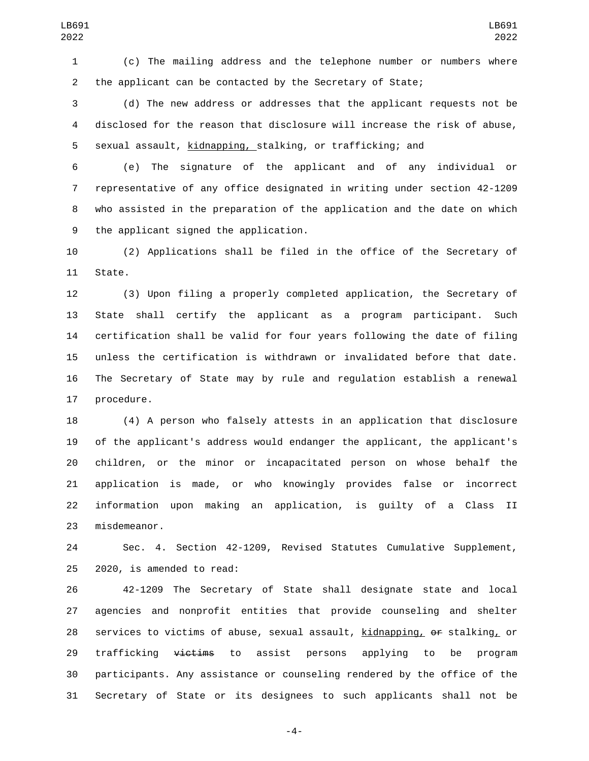(c) The mailing address and the telephone number or numbers where the applicant can be contacted by the Secretary of State;

(d) The new address or addresses that the applicant requests not be disclosed for the reason that disclosure will increase the risk of abuse, sexual assault, <u>kidnapping,</u> stalking, or trafficking; and

(e) The signature of the applicant and of any individual or representative of any office designated in writing under section 42-1209 who assisted in the preparation of the application and the date on which the applicant signed the application.

(2) Applications shall be filed in the office of the Secretary of State.

(3) Upon filing a properly completed application, the Secretary of State shall certify the applicant as a program participant. Such certification shall be valid for four years following the date of filing unless the certification is withdrawn or invalidated before that date. The Secretary of State may by rule and regulation establish a renewal procedure.

(4) A person who falsely attests in an application that disclosure of the applicant's address would endanger the applicant, the applicant's children, or the minor or incapacitated person on whose behalf the application is made, or who knowingly provides false or incorrect information upon making an application, is guilty of a Class II misdemeanor.

Sec. 4. Section 42-1209, Revised Statutes Cumulative Supplement, 2020, is amended to read:

42-1209 The Secretary of State shall designate state and local agencies and nonprofit entities that provide counseling and shelter services to victims of abuse, sexual assault, <u>kidnapping,</u> ~~or~~ stalking<u>,</u> or trafficking ~~victims~~ to assist persons applying to be program participants. Any assistance or counseling rendered by the office of the Secretary of State or its designees to such applicants shall not be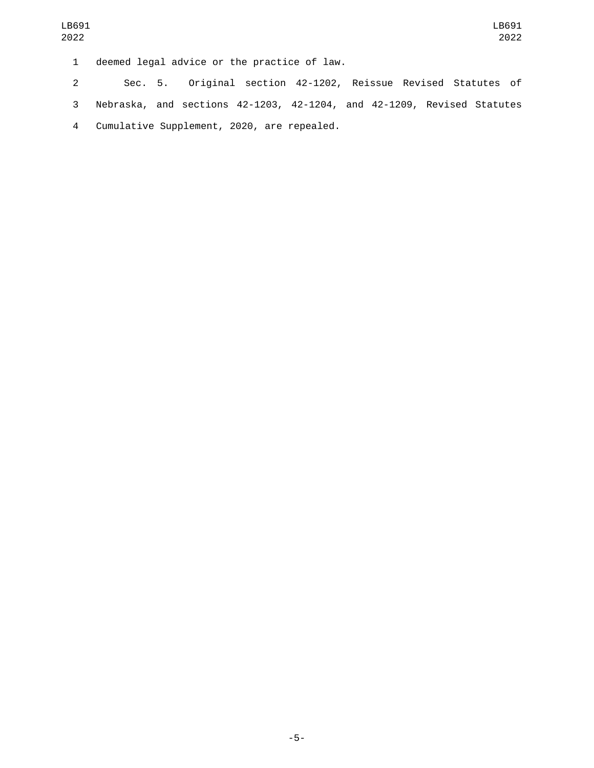deemed legal advice or the practice of law.

Sec. 5. Original section 42-1202, Reissue Revised Statutes of Nebraska, and sections 42-1203, 42-1204, and 42-1209, Revised Statutes Cumulative Supplement, 2020, are repealed.